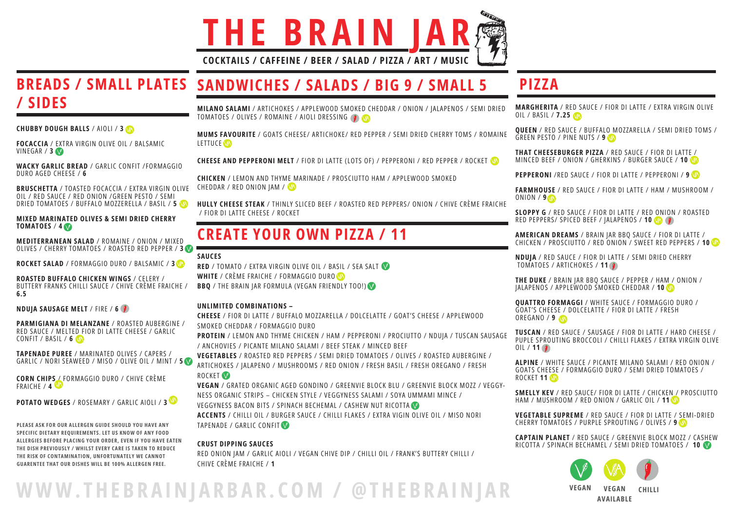# THE BRAIN JAR

**COCKTAILS / CAFFEINE / BEER / SALAD / PIZZA / ART / MUSIC**

## BREADS / SMALL PLATES / SIDES

**CHUBBY DOUGH BALLS** / AIOLI / **3** (VA)

**FOCACCIA** / EXTRA VIRGIN OLIVE OIL / BALSAMIC VINEGAR / **3** (V)

**WACKY GARLIC BREAD** / GARLIC CONFIT /FORMAGGIO DURO AGED CHEESE / **6**

**BRUSCHETTA** / TOASTED FOCACCIA / EXTRA VIRGIN OLIVE OIL / RED SAUCE / RED ONION /GREEN PESTO / SEMI DRIED TOMATOES / BUFFALO MOZZERELLA / BASIL / **5** (VA)

**MIXED MARINATED OLIVES & SEMI DRIED CHERRY TOMATOES** / **4** (V)

**MEDITERRANEAN SALAD** / ROMAINE / ONION / MIXED OLIVES / CHERRY TOMATOES / ROASTED RED PEPPER / **3** (V)

**ROCKET SALAD** / FORMAGGIO DURO / BALSAMIC / **3** (VA)

**ROASTED BUFFALO CHICKEN WINGS** / CELERY / BUTTERY FRANKS CHILLI SAUCE / CHIVE CRÈME FRAICHE / **6.5**

**NDUJA SAUSAGE MELT** / FIRE / **6** (CHILLI)

**PARMIGIANA DI MELANZANE** / ROASTED AUBERGINE / RED SAUCE / MELTED FIOR DI LATTE CHEESE / GARLIC CONFIT / BASIL / **6** (VA)

**TAPENADE PUREE** / MARINATED OLIVES / CAPERS / GARLIC / NORI SEAWEED / MISO / OLIVE OIL / MINT / **5** (V)

**CORN CHIPS** / FORMAGGIO DURO / CHIVE CRÈME FRAICHE / **4** (VA)

**POTATO WEDGES** / ROSEMARY / GARLIC AIOLI / **3** (VA)

**PLEASE ASK FOR OUR ALLERGEN GUIDE SHOULD YOU HAVE ANY SPECIFIC DIETARY REQUIREMENTS. LET US KNOW OF ANY FOOD ALLERGIES BEFORE PLACING YOUR ORDER, EVEN IF YOU HAVE EATEN THE DISH PREVIOUSLY / WHILST EVERY CARE IS TAKEN TO REDUCE THE RISK OF CONTAMINATION, UNFORTUNATELY WE CANNOT GUARENTEE THAT OUR DISHES WILL BE 100% ALLERGEN FREE.**

## SANDWICHES / SALADS / BIG 9 / SMALL 5

**MILANO SALAMI** / ARTICHOKES / APPLEWOOD SMOKED CHEDDAR / ONION / JALAPENOS / SEMI DRIED TOMATOES / OLIVES / ROMAINE / AIOLI DRESSING (CHILLI) (VA)

**MUMS FAVOURITE** / GOATS CHEESE/ ARTICHOKE/ RED PEPPER / SEMI DRIED CHERRY TOMS / ROMAINE LETTUCE (VA)

**CHEESE AND PEPPERONI MELT** / FIOR DI LATTE (LOTS OF) / PEPPERONI / RED PEPPER / ROCKET (VA)

**CHICKEN** / LEMON AND THYME MARINADE / PROSCIUTTO HAM / APPLEWOOD SMOKED CHEDDAR / RED ONION JAM / (VA)

**HULLY CHEESE STEAK** / THINLY SLICED BEEF / ROASTED RED PEPPERS/ ONION / CHIVE CRÈME FRAICHE / FIOR DI LATTE CHEESE / ROCKET

## CREATE YOUR OWN PIZZA / 11

**SAUCES**

**RED** / TOMATO / EXTRA VIRGIN OLIVE OIL / BASIL / SEA SALT (V)
**WHITE** / CRÈME FRAICHE / FORMAGGIO DURO (VA)
**BBQ** / THE BRAIN JAR FORMULA (VEGAN FRIENDLY TOO!) (V)

**UNLIMITED COMBINATIONS –**

**CHEESE** / FIOR DI LATTE / BUFFALO MOZZARELLA / DOLCELATTE / GOAT'S CHEESE / APPLEWOOD SMOKED CHEDDAR / FORMAGGIO DURO

**PROTEIN** / LEMON AND THYME CHICKEN / HAM / PEPPERONI / PROCIUTTO / NDUJA / TUSCAN SAUSAGE / ANCHOVIES / PICANTE MILANO SALAMI / BEEF STEAK / MINCED BEEF

**VEGETABLES** / ROASTED RED PEPPERS / SEMI DRIED TOMATOES / OLIVES / ROASTED AUBERGINE / ARTICHOKES / JALAPENO / MUSHROOMS / RED ONION / FRESH BASIL / FRESH OREGANO / FRESH ROCKET (V)

**VEGAN** / GRATED ORGANIC AGED GONDINO / GREENVIE BLOCK BLU / GREENVIE BLOCK MOZZ / VEGGYNESS ORGANIC STRIPS – CHICKEN STYLE / VEGGYNESS SALAMI / SOYA UMMAMI MINCE / VEGGYNESS BACON BITS / SPINACH BECHEMAL / CASHEW NUT RICOTTA (V)

**ACCENTS** / CHILLI OIL / BURGER SAUCE / CHILLI FLAKES / EXTRA VIGIN OLIVE OIL / MISO NORI TAPENADE / GARLIC CONFIT (V)

**CRUST DIPPING SAUCES**

RED ONION JAM / GARLIC AIOLI / VEGAN CHIVE DIP / CHILLI OIL / FRANK'S BUTTERY CHILLI / CHIVE CRÈME FRAICHE / **1**

## PIZZA

**MARGHERITA** / RED SAUCE / FIOR DI LATTE / EXTRA VIRGIN OLIVE OIL / BASIL / **7.25** (VA)

**QUEEN** / RED SAUCE / BUFFALO MOZZARELLA / SEMI DRIED TOMS / GREEN PESTO / PINE NUTS / **9** (VA)

**THAT CHEESEBURGER PIZZA** / RED SAUCE / FIOR DI LATTE / MINCED BEEF / ONION / GHERKINS / BURGER SAUCE / **10** (VA)

**PEPPERONI** /RED SAUCE / FIOR DI LATTE / PEPPERONI / **9** (VA)

**FARMHOUSE** / RED SAUCE / FIOR DI LATTE / HAM / MUSHROOM / ONION / **9** (VA)

**SLOPPY G** / RED SAUCE / FIOR DI LATTE / RED ONION / ROASTED RED PEPPERS/ SPICED BEEF / JALAPENOS / **10** (VA) (CHILLI)

**AMERICAN DREAMS** / BRAIN JAR BBQ SAUCE / FIOR DI LATTE / CHICKEN / PROSCIUTTO / RED ONION / SWEET RED PEPPERS / **10** (VA)

**NDUJA** / RED SAUCE / FIOR DI LATTE / SEMI DRIED CHERRY TOMATOES / ARTICHOKES / **11** (CHILLI)

**THE DUKE** / BRAIN JAR BBQ SAUCE / PEPPER / HAM / ONION / JALAPENOS / APPLEWOOD SMOKED CHEDDAR / **10** (VA)

**QUATTRO FORMAGGI** / WHITE SAUCE / FORMAGGIO DURO / GOAT'S CHEESE / DOLCELATTE / FIOR DI LATTE / FRESH OREGANO / **9** (VA)

**TUSCAN** / RED SAUCE / SAUSAGE / FIOR DI LATTE / HARD CHEESE / PUPLE SPROUTING BROCCOLI / CHILLI FLAKES / EXTRA VIRGIN OLIVE OIL / **11** (CHILLI)

**ALPINE** / WHITE SAUCE / PICANTE MILANO SALAMI / RED ONION / GOATS CHEESE / FORMAGGIO DURO / SEMI DRIED TOMATOES / ROCKET **11** (VA)

**SMELLY KEV** / RED SAUCE/ FIOR DI LATTE / CHICKEN / PROSCIUTTO HAM / MUSHROOM / RED ONION / GARLIC OIL / **11** (VA)

**VEGETABLE SUPREME** / RED SAUCE / FIOR DI LATTE / SEMI-DRIED CHERRY TOMATOES / PURPLE SPROUTING / OLIVES / **9** (VA)

**CAPTAIN PLANET** / RED SAUCE / GREENVIE BLOCK MOZZ / CASHEW RICOTTA / SPINACH BECHAMEL / SEMI DRIED TOMATOES / **10** (V)

(V) VEGAN (VA) VEGAN AVAILABLE (CHILLI) CHILLI

**WWW.THEBRAINJARBAR.COM / @THEBRAINJAR**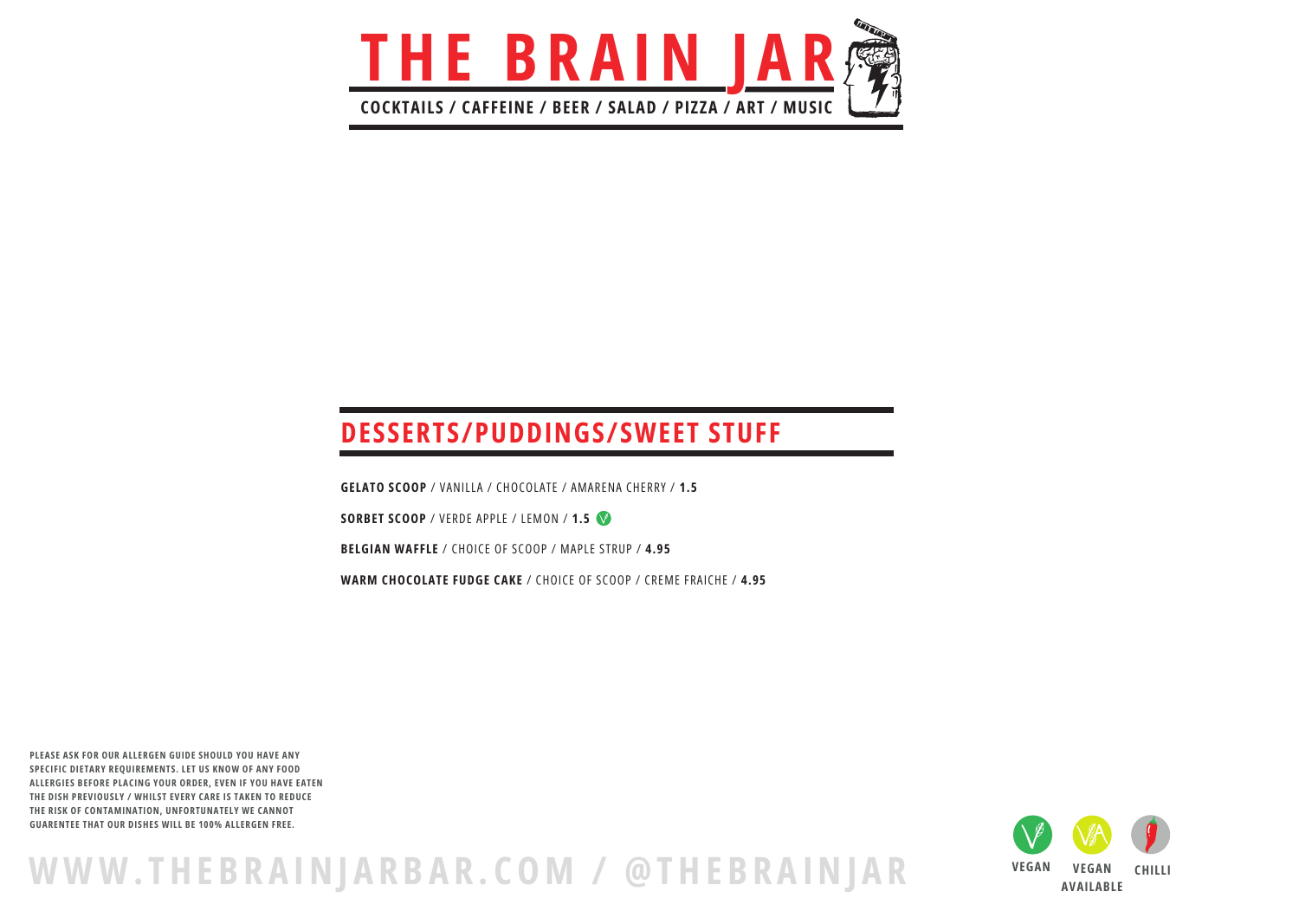# THE BRAIN JAR

**COCKTAILS / CAFFEINE / BEER / SALAD / PIZZA / ART / MUSIC**

## DESSERTS/PUDDINGS/SWEET STUFF

**GELATO SCOOP** / VANILLA / CHOCOLATE / AMARENA CHERRY / **1.5**

**SORBET SCOOP** / VERDE APPLE / LEMON / **1.5** V

**BELGIAN WAFFLE** / CHOICE OF SCOOP / MAPLE STRUP / **4.95**

**WARM CHOCOLATE FUDGE CAKE** / CHOICE OF SCOOP / CREME FRAICHE / **4.95**

**PLEASE ASK FOR OUR ALLERGEN GUIDE SHOULD YOU HAVE ANY SPECIFIC DIETARY REQUIREMENTS. LET US KNOW OF ANY FOOD ALLERGIES BEFORE PLACING YOUR ORDER, EVEN IF YOU HAVE EATEN THE DISH PREVIOUSLY / WHILST EVERY CARE IS TAKEN TO REDUCE THE RISK OF CONTAMINATION, UNFORTUNATELY WE CANNOT GUARENTEE THAT OUR DISHES WILL BE 100% ALLERGEN FREE.**

**WWW.THEBRAINJARBAR.COM / @THEBRAINJAR**

VEGAN / VEGAN AVAILABLE / CHILLI